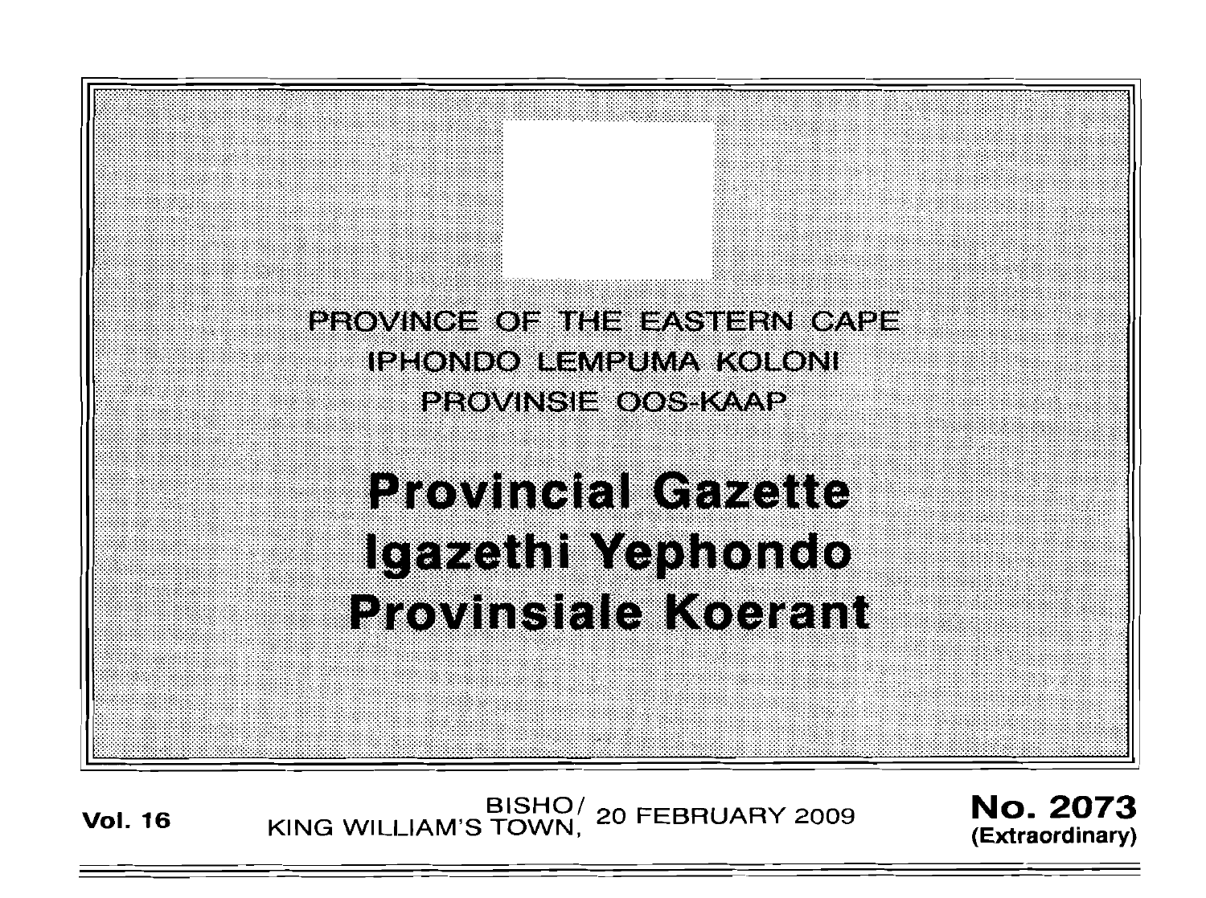PROVINCE OF THE EASTERN CAPE
IPHONDO LEMPUMA KOLONI
PROVINSIE OOS-KAAP

# Provincial Gazette
# Igazethi Yephondo
# Provinsiale Koerant

**Vol. 16** BISHO/ KING WILLIAM'S TOWN, 20 FEBRUARY 2009 **No. 2073** **(Extraordinary)**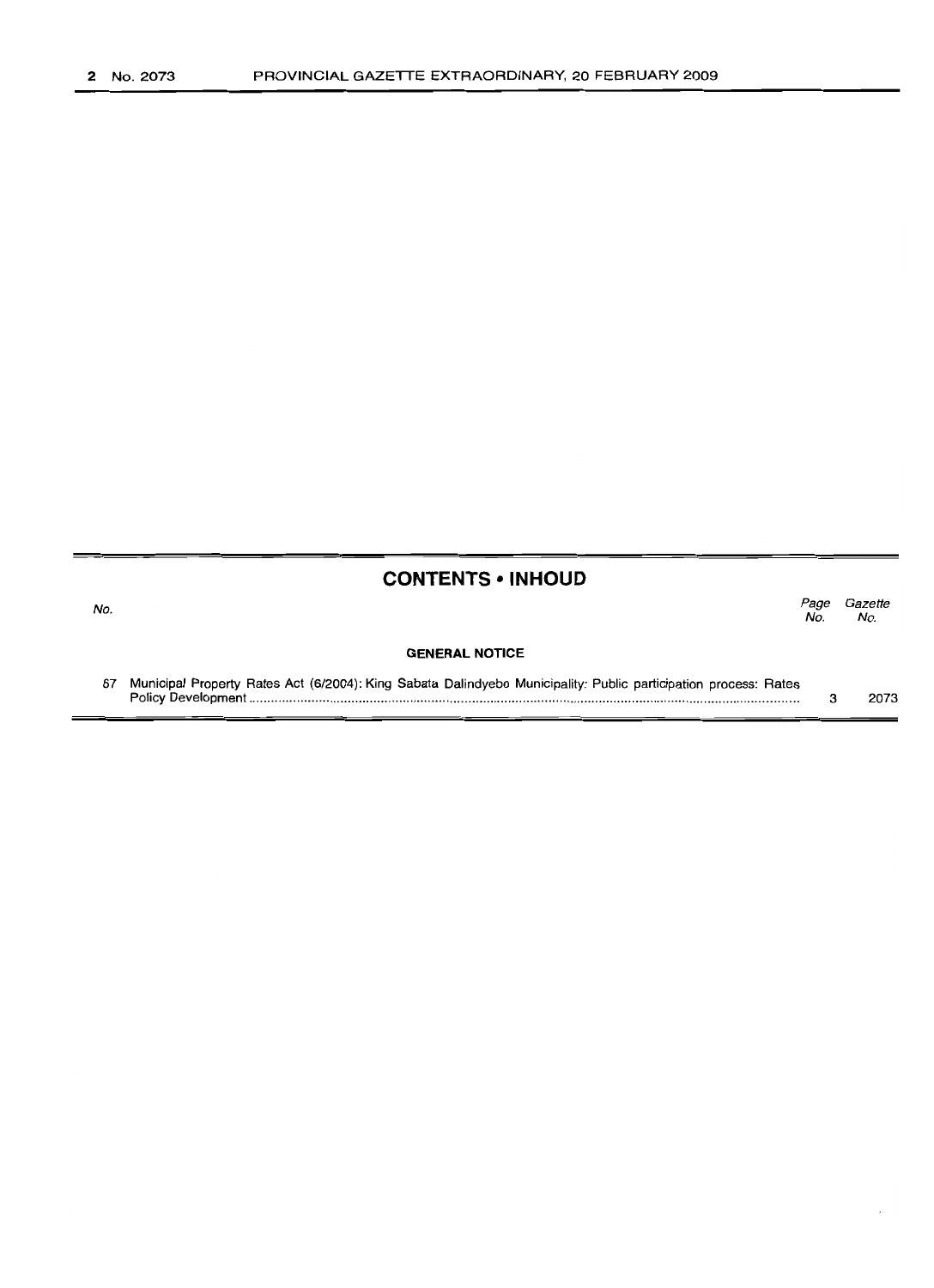## CONTENTS • INHOUD

| No. | | Page No. | Gazette No. |
|---|---|---|---|
| | **GENERAL NOTICE** | | |
| 67 | Municipal Property Rates Act (6/2004): King Sabata Dalindyebo Municipality: Public participation process: Rates Policy Development | 3 | 2073 |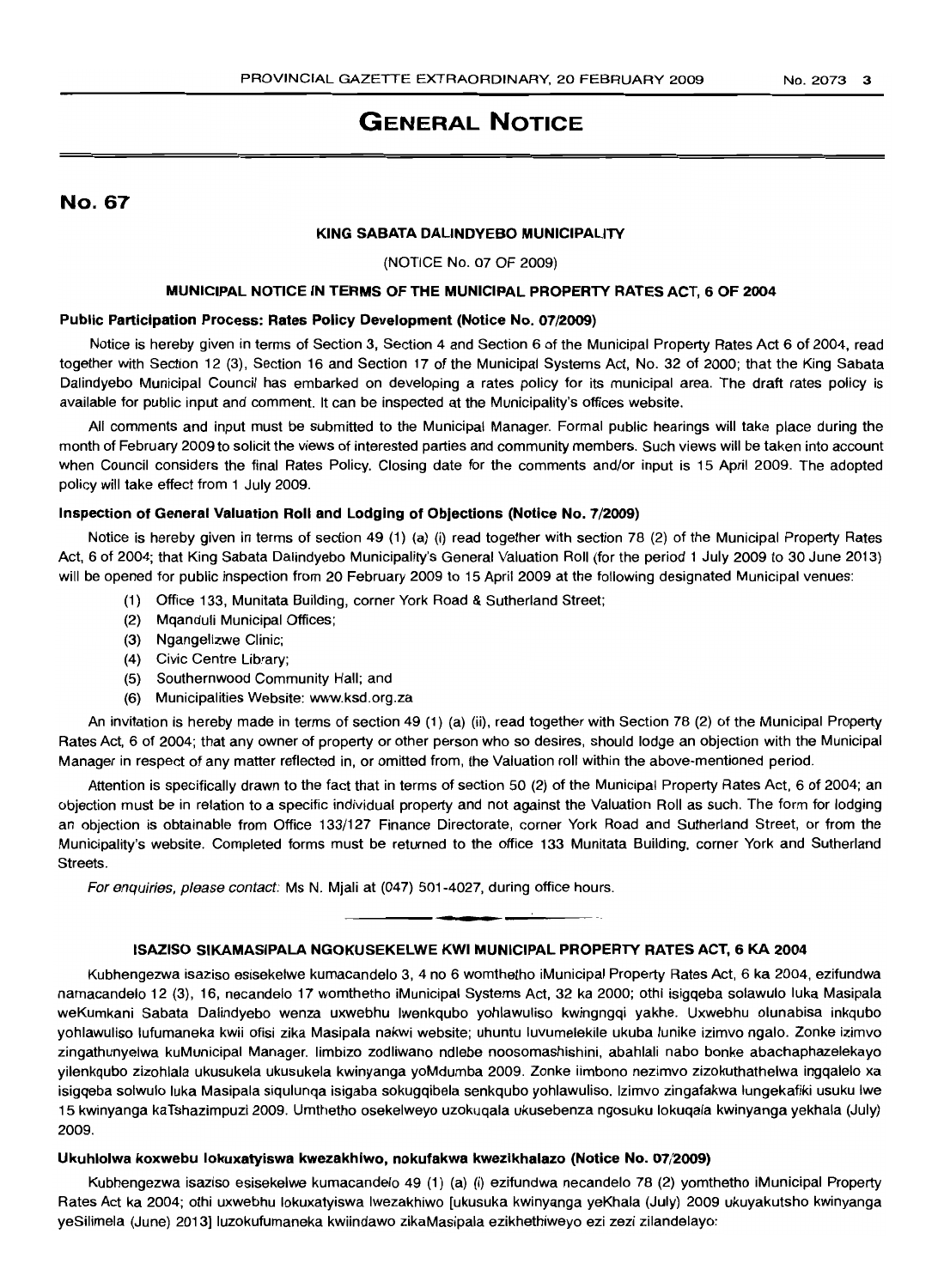# GENERAL NOTICE

## No. 67

### KING SABATA DALINDYEBO MUNICIPALITY

(NOTICE No. 07 OF 2009)

### MUNICIPAL NOTICE IN TERMS OF THE MUNICIPAL PROPERTY RATES ACT, 6 OF 2004

#### Public Participation Process: Rates Policy Development (Notice No. 07/2009)

Notice is hereby given in terms of Section 3, Section 4 and Section 6 of the Municipal Property Rates Act 6 of 2004, read together with Section 12 (3), Section 16 and Section 17 of the Municipal Systems Act, No. 32 of 2000; that the King Sabata Dalindyebo Municipal Council has embarked on developing a rates policy for its municipal area. The draft rates policy is available for public input and comment. It can be inspected at the Municipality's offices website.

All comments and input must be submitted to the Municipal Manager. Formal public hearings will take place during the month of February 2009 to solicit the views of interested parties and community members. Such views will be taken into account when Council considers the final Rates Policy. Closing date for the comments and/or input is 15 April 2009. The adopted policy will take effect from 1 July 2009.

#### Inspection of General Valuation Roll and Lodging of Objections (Notice No. 7/2009)

Notice is hereby given in terms of section 49 (1) (a) (i) read together with section 78 (2) of the Municipal Property Rates Act, 6 of 2004; that King Sabata Dalindyebo Municipality's General Valuation Roll (for the period 1 July 2009 to 30 June 2013) will be opened for public inspection from 20 February 2009 to 15 April 2009 at the following designated Municipal venues:

(1) Office 133, Munitata Building, corner York Road & Sutherland Street;
(2) Mqanduli Municipal Offices;
(3) Ngangelizwe Clinic;
(4) Civic Centre Library;
(5) Southernwood Community Hall; and
(6) Municipalities Website: www.ksd.org.za

An invitation is hereby made in terms of section 49 (1) (a) (ii), read together with Section 78 (2) of the Municipal Property Rates Act, 6 of 2004; that any owner of property or other person who so desires, should lodge an objection with the Municipal Manager in respect of any matter reflected in, or omitted from, the Valuation roll within the above-mentioned period.

Attention is specifically drawn to the fact that in terms of section 50 (2) of the Municipal Property Rates Act, 6 of 2004; an objection must be in relation to a specific individual property and not against the Valuation Roll as such. The form for lodging an objection is obtainable from Office 133/127 Finance Directorate, corner York Road and Sutherland Street, or from the Municipality's website. Completed forms must be returned to the office 133 Munitata Building, corner York and Sutherland Streets.

*For enquiries, please contact:* Ms N. Mjali at (047) 501-4027, during office hours.

---

### ISAZISO SIKAMASIPALA NGOKUSEKELWE KWI MUNICIPAL PROPERTY RATES ACT, 6 KA 2004

Kubhengezwa isaziso esisekelwe kumacandelo 3, 4 no 6 womthetho iMunicipal Property Rates Act, 6 ka 2004, ezifundwa namacandelo 12 (3), 16, necandelo 17 womthetho iMunicipal Systems Act, 32 ka 2000; othi isigqeba solawulo luka Masipala weKumkani Sabata Dalindyebo wenza uxwebhu lwenkqubo yohlawuliso kwingngqi yakhe. Uxwebhu olunabisa inkqubo yohlawuliso lufumaneka kwii ofisi zika Masipala nakwi website; uhuntu luvumelekile ukuba lunike izimvo ngalo. Zonke izimvo zingathunyelwa kuMunicipal Manager. Iimbizo zodliwano ndlebe noosomashishini, abahlali nabo bonke abachaphazelekayo yilenkqubo zizohlala ukusukela ukusukela kwinyanga yoMdumba 2009. Zonke iimbono nezimvo zizokuthathelwa ingqalelo xa isigqeba solwulo luka Masipala siqulunqa isigaba sokugqibela senkqubo yohlawuliso. Izimvo zingafakwa lungekafiki usuku lwe 15 kwinyanga kaTshazimpuzi 2009. Umthetho osekelweyo uzokuqala ukusebenza ngosuku lokuqala kwinyanga yekhala (July) 2009.

#### Ukuhlolwa koxwebu lokuxatyiswa kwezakhiwo, nokufakwa kwezikhalazo (Notice No. 07/2009)

Kubhengezwa isaziso esisekelwe kumacandelo 49 (1) (a) (i) ezifundwa necandelo 78 (2) yomthetho iMunicipal Property Rates Act ka 2004; othi uxwebhu lokuxatyiswa lwezakhiwo [ukusuka kwinyanga yeKhala (July) 2009 ukuyakutsho kwinyanga yeSilimela (June) 2013] luzokufumaneka kwiindawo zikaMasipala ezikhethiweyo ezi zezi zilandelayo: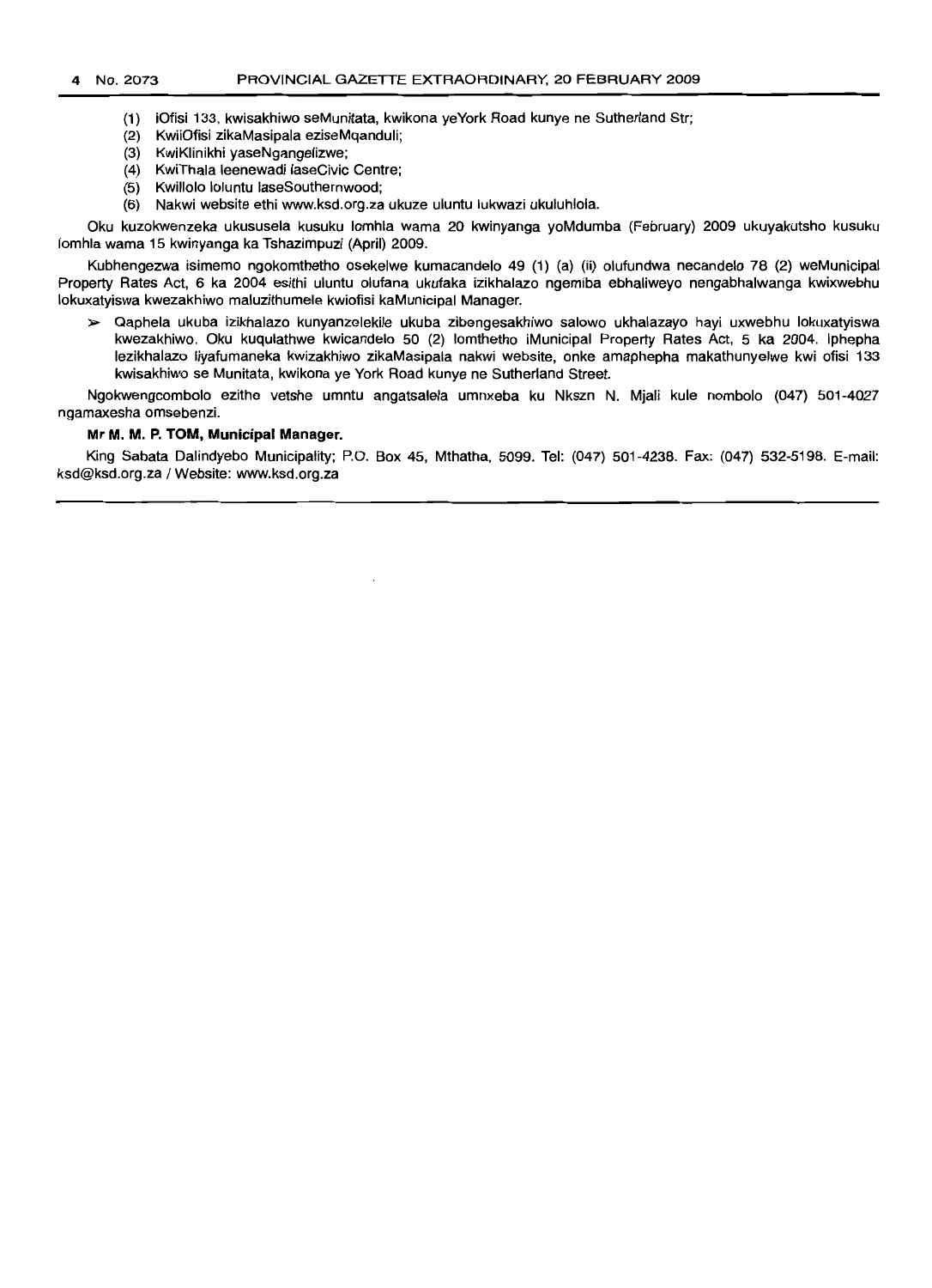(1) iOfisi 133, kwisakhiwo seMunitata, kwikona yeYork Road kunye ne Sutherland Str;
(2) KwiiOfisi zikaMasipala ezíseMqanduli;
(3) KwiKlinikhi yaseNgangelizwe;
(4) KwiThala leenewadi laseCivic Centre;
(5) KwiIlolo loluntu laseSouthernwood;
(6) Nakwi website ethi www.ksd.org.za ukuze uluntu lukwazi ukuluhlola.

Oku kuzokwenzeka ukususela kusuku lomhla wama 20 kwinyanga yoMdumba (February) 2009 ukuyakutsho kusuku lomhla wama 15 kwinyanga ka Tshazimpuzi (April) 2009.

Kubhengezwa isimemo ngokomthetho osekelwe kumacandelo 49 (1) (a) (ii) olufundwa necandelo 78 (2) weMunicipal Property Rates Act, 6 ka 2004 esithi uluntu olufana ukufaka izikhalazo ngemiba ebhaliweyo nengabhalwanga kwixwebhu lokuxatyiswa kwezakhiwo maluzithumele kwiofisi kaMunicipal Manager.

➢ Qaphela ukuba izikhalazo kunyanzelekile ukuba zibengesakhiwo salowo ukhalazayo hayi uxwebhu lokuxatyiswa kwezakhiwo. Oku kuqulathwe kwicandelo 50 (2) lomthetho iMunicipal Property Rates Act, 5 ka 2004. Iphepha lezikhalazo liyafumaneka kwizakhiwo zikaMasipala nakwi website, onke amaphepha makathunyelwe kwi ofisi 133 kwisakhiwo se Munitata, kwikona ye York Road kunye ne Sutherland Street.

Ngokwengcombolo ezithe vetshe umntu angatsalela umnxeba ku Nkszn N. Mjali kule nombolo (047) 501-4027 ngamaxesha omsebenzi.

**Mr M. M. P. TOM, Municipal Manager.**

King Sabata Dalindyebo Municipality; P.O. Box 45, Mthatha, 5099. Tel: (047) 501-4238. Fax: (047) 532-5198. E-mail: ksd@ksd.org.za / Website: www.ksd.org.za